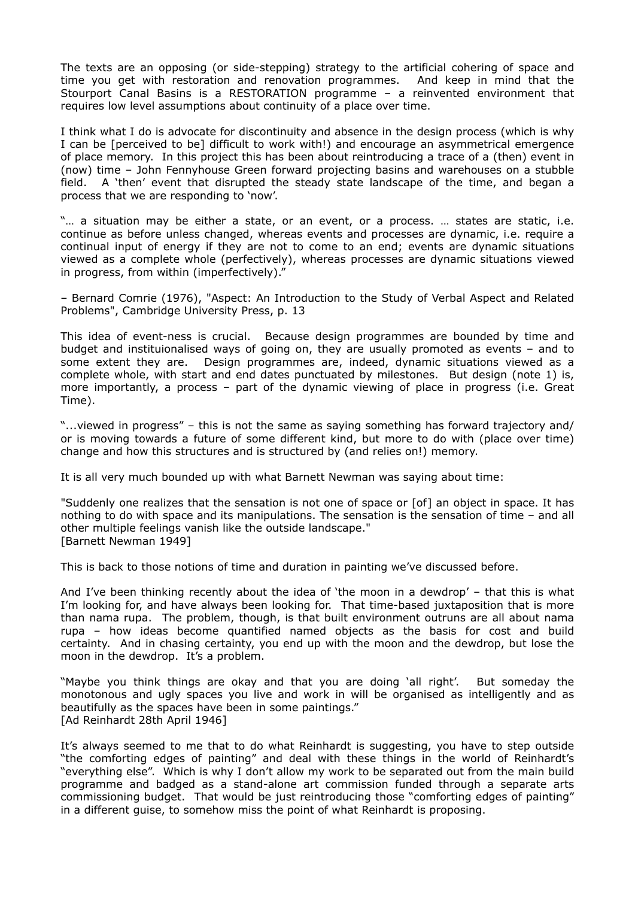The texts are an opposing (or side-stepping) strategy to the artificial cohering of space and time you get with restoration and renovation programmes. And keep in mind that the Stourport Canal Basins is a RESTORATION programme – a reinvented environment that requires low level assumptions about continuity of a place over time.

I think what I do is advocate for discontinuity and absence in the design process (which is why I can be [perceived to be] difficult to work with!) and encourage an asymmetrical emergence of place memory. In this project this has been about reintroducing a trace of a (then) event in (now) time – John Fennyhouse Green forward projecting basins and warehouses on a stubble field. A 'then' event that disrupted the steady state landscape of the time, and began a process that we are responding to 'now'.

"… a situation may be either a state, or an event, or a process. … states are static, i.e. continue as before unless changed, whereas events and processes are dynamic, i.e. require a continual input of energy if they are not to come to an end; events are dynamic situations viewed as a complete whole (perfectively), whereas processes are dynamic situations viewed in progress, from within (imperfectively)."

– Bernard Comrie (1976), "Aspect: An Introduction to the Study of Verbal Aspect and Related Problems", Cambridge University Press, p. 13

This idea of event-ness is crucial. Because design programmes are bounded by time and budget and instituionalised ways of going on, they are usually promoted as events – and to some extent they are. Design programmes are, indeed, dynamic situations viewed as a complete whole, with start and end dates punctuated by milestones. But design (note 1) is, more importantly, a process – part of the dynamic viewing of place in progress (i.e. Great Time).

"...viewed in progress" – this is not the same as saying something has forward trajectory and/or is moving towards a future of some different kind, but more to do with (place over time) change and how this structures and is structured by (and relies on!) memory.

It is all very much bounded up with what Barnett Newman was saying about time:

"Suddenly one realizes that the sensation is not one of space or [of] an object in space. It has nothing to do with space and its manipulations. The sensation is the sensation of time – and all other multiple feelings vanish like the outside landscape."
[Barnett Newman 1949]

This is back to those notions of time and duration in painting we've discussed before.

And I've been thinking recently about the idea of 'the moon in a dewdrop' – that this is what I'm looking for, and have always been looking for. That time-based juxtaposition that is more than nama rupa. The problem, though, is that built environment outruns are all about nama rupa – how ideas become quantified named objects as the basis for cost and build certainty. And in chasing certainty, you end up with the moon and the dewdrop, but lose the moon in the dewdrop. It's a problem.

"Maybe you think things are okay and that you are doing 'all right'. But someday the monotonous and ugly spaces you live and work in will be organised as intelligently and as beautifully as the spaces have been in some paintings."
[Ad Reinhardt 28th April 1946]

It's always seemed to me that to do what Reinhardt is suggesting, you have to step outside "the comforting edges of painting" and deal with these things in the world of Reinhardt's "everything else". Which is why I don't allow my work to be separated out from the main build programme and badged as a stand-alone art commission funded through a separate arts commissioning budget. That would be just reintroducing those "comforting edges of painting" in a different guise, to somehow miss the point of what Reinhardt is proposing.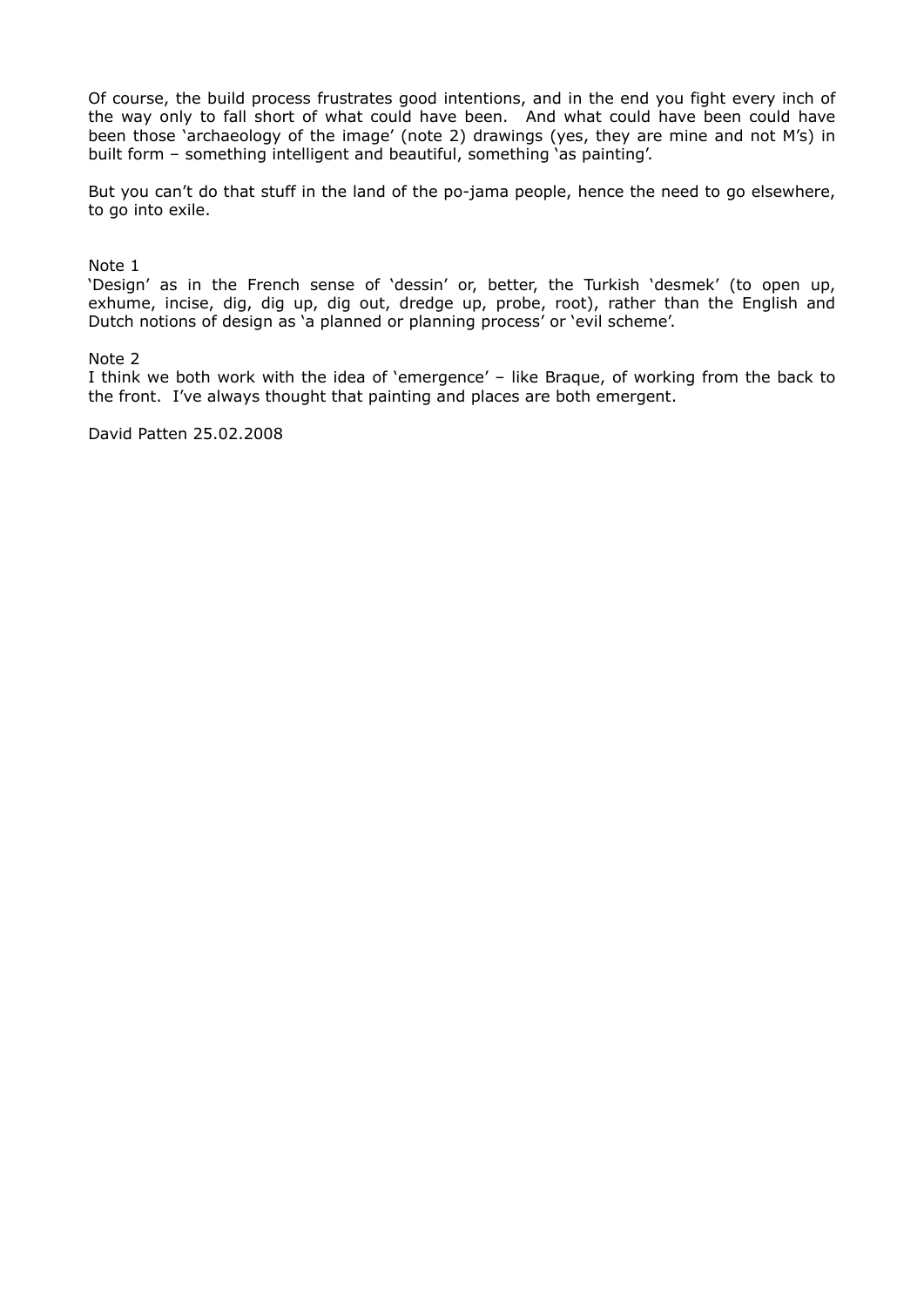Of course, the build process frustrates good intentions, and in the end you fight every inch of the way only to fall short of what could have been. And what could have been could have been those 'archaeology of the image' (note 2) drawings (yes, they are mine and not M's) in built form – something intelligent and beautiful, something 'as painting'.

But you can't do that stuff in the land of the po-jama people, hence the need to go elsewhere, to go into exile.

Note 1
'Design' as in the French sense of 'dessin' or, better, the Turkish 'desmek' (to open up, exhume, incise, dig, dig up, dig out, dredge up, probe, root), rather than the English and Dutch notions of design as 'a planned or planning process' or 'evil scheme'.

Note 2
I think we both work with the idea of 'emergence' – like Braque, of working from the back to the front. I've always thought that painting and places are both emergent.

David Patten 25.02.2008